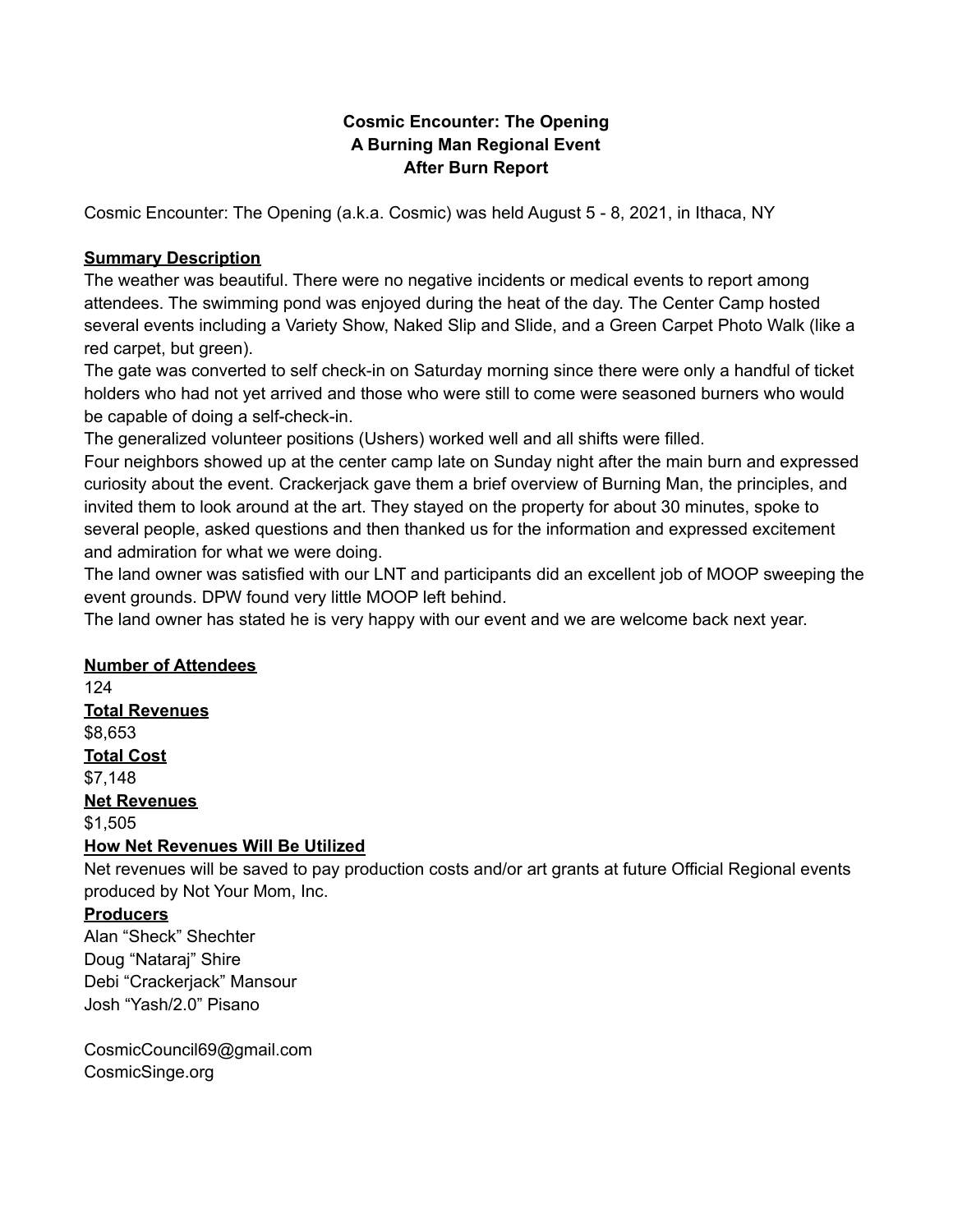# Cosmic Encounter: The Opening
## A Burning Man Regional Event
## After Burn Report

Cosmic Encounter: The Opening (a.k.a. Cosmic) was held August 5 - 8, 2021, in Ithaca, NY

**Summary Description**

The weather was beautiful. There were no negative incidents or medical events to report among attendees. The swimming pond was enjoyed during the heat of the day. The Center Camp hosted several events including a Variety Show, Naked Slip and Slide, and a Green Carpet Photo Walk (like a red carpet, but green).

The gate was converted to self check-in on Saturday morning since there were only a handful of ticket holders who had not yet arrived and those who were still to come were seasoned burners who would be capable of doing a self-check-in.

The generalized volunteer positions (Ushers) worked well and all shifts were filled.

Four neighbors showed up at the center camp late on Sunday night after the main burn and expressed curiosity about the event. Crackerjack gave them a brief overview of Burning Man, the principles, and invited them to look around at the art. They stayed on the property for about 30 minutes, spoke to several people, asked questions and then thanked us for the information and expressed excitement and admiration for what we were doing.

The land owner was satisfied with our LNT and participants did an excellent job of MOOP sweeping the event grounds. DPW found very little MOOP left behind.

The land owner has stated he is very happy with our event and we are welcome back next year.

**Number of Attendees**

124

**Total Revenues**

$8,653

**Total Cost**

$7,148

**Net Revenues**

$1,505

**How Net Revenues Will Be Utilized**

Net revenues will be saved to pay production costs and/or art grants at future Official Regional events produced by Not Your Mom, Inc.

**Producers**

Alan "Sheck" Shechter
Doug "Nataraj" Shire
Debi "Crackerjack" Mansour
Josh "Yash/2.0" Pisano

CosmicCouncil69@gmail.com
CosmicSinge.org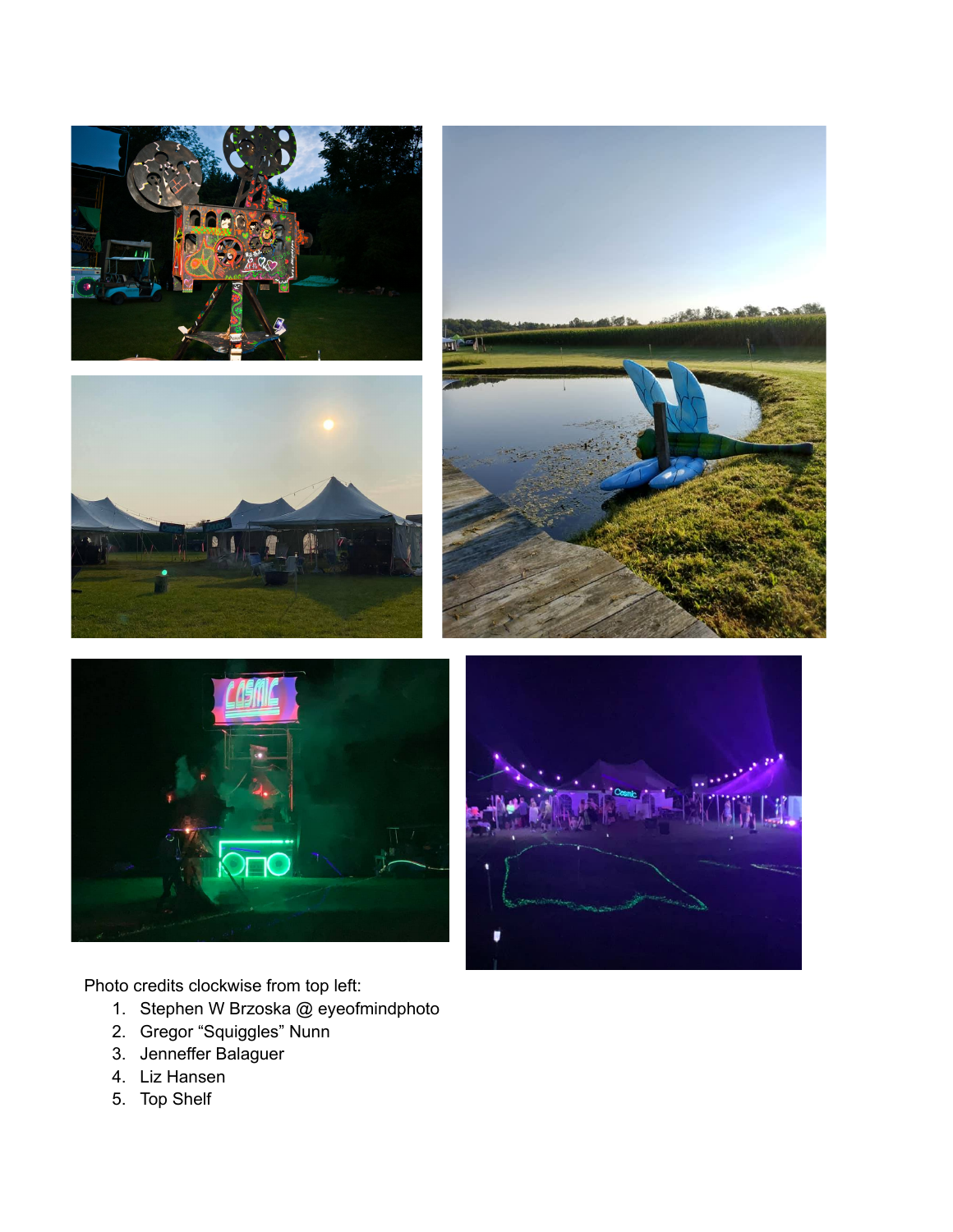Photo credits clockwise from top left:

1. Stephen W Brzoska @ eyeofmindphoto
2. Gregor “Squiggles” Nunn
3. Jenneffer Balaguer
4. Liz Hansen
5. Top Shelf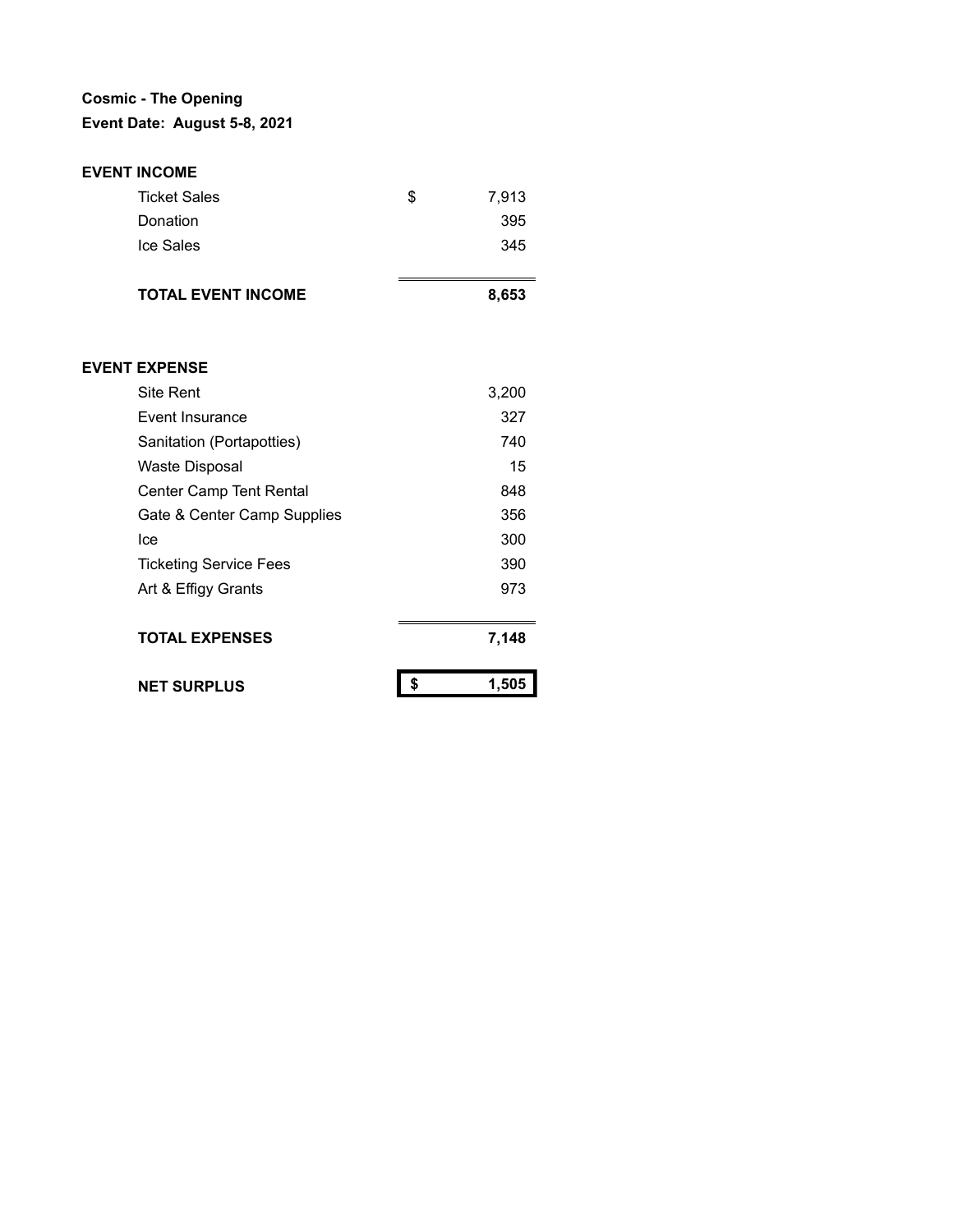**Cosmic - The Opening**

**Event Date: August 5-8, 2021**

| | | |
|---|---|---|
| **EVENT INCOME** | | |
| Ticket Sales | $ | 7,913 |
| Donation | | 395 |
| Ice Sales | | 345 |
| **TOTAL EVENT INCOME** | | **8,653** |
| | | |
| **EVENT EXPENSE** | | |
| Site Rent | | 3,200 |
| Event Insurance | | 327 |
| Sanitation (Portapotties) | | 740 |
| Waste Disposal | | 15 |
| Center Camp Tent Rental | | 848 |
| Gate & Center Camp Supplies | | 356 |
| Ice | | 300 |
| Ticketing Service Fees | | 390 |
| Art & Effigy Grants | | 973 |
| **TOTAL EXPENSES** | | **7,148** |
| **NET SURPLUS** | **$** | **1,505** |